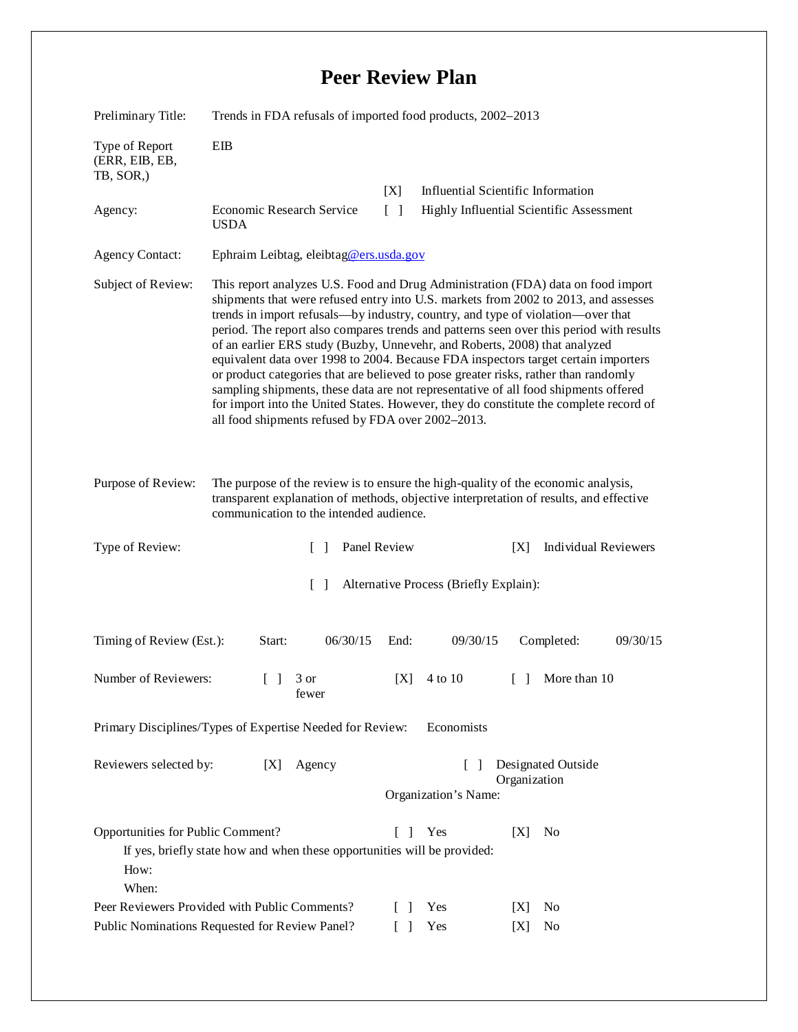# Peer Review Plan

| | |
|---|---|
| Preliminary Title: | Trends in FDA refusals of imported food products, 2002–2013 |
| Type of Report (ERR, EIB, EB, TB, SOR,) | EIB |
| Agency: | Economic Research Service USDA |
| | [X] Influential Scientific Information |
| | [ ] Highly Influential Scientific Assessment |
| Agency Contact: | Ephraim Leibtag, eleibtag@ers.usda.gov |
| Subject of Review: | This report analyzes U.S. Food and Drug Administration (FDA) data on food import shipments that were refused entry into U.S. markets from 2002 to 2013, and assesses trends in import refusals—by industry, country, and type of violation—over that period. The report also compares trends and patterns seen over this period with results of an earlier ERS study (Buzby, Unnevehr, and Roberts, 2008) that analyzed equivalent data over 1998 to 2004. Because FDA inspectors target certain importers or product categories that are believed to pose greater risks, rather than randomly sampling shipments, these data are not representative of all food shipments offered for import into the United States. However, they do constitute the complete record of all food shipments refused by FDA over 2002–2013. |
| Purpose of Review: | The purpose of the review is to ensure the high-quality of the economic analysis, transparent explanation of methods, objective interpretation of results, and effective communication to the intended audience. |

Type of Review: [ ] Panel Review [X] Individual Reviewers

[ ] Alternative Process (Briefly Explain):

Timing of Review (Est.): Start: 06/30/15 End: 09/30/15 Completed: 09/30/15

Number of Reviewers: [ ] 3 or fewer [X] 4 to 10 [ ] More than 10

Primary Disciplines/Types of Expertise Needed for Review: Economists

Reviewers selected by: [X] Agency [ ] Designated Outside Organization

Organization's Name:

Opportunities for Public Comment? [ ] Yes [X] No

If yes, briefly state how and when these opportunities will be provided:

How:

When:

Peer Reviewers Provided with Public Comments? [ ] Yes [X] No

Public Nominations Requested for Review Panel? [ ] Yes [X] No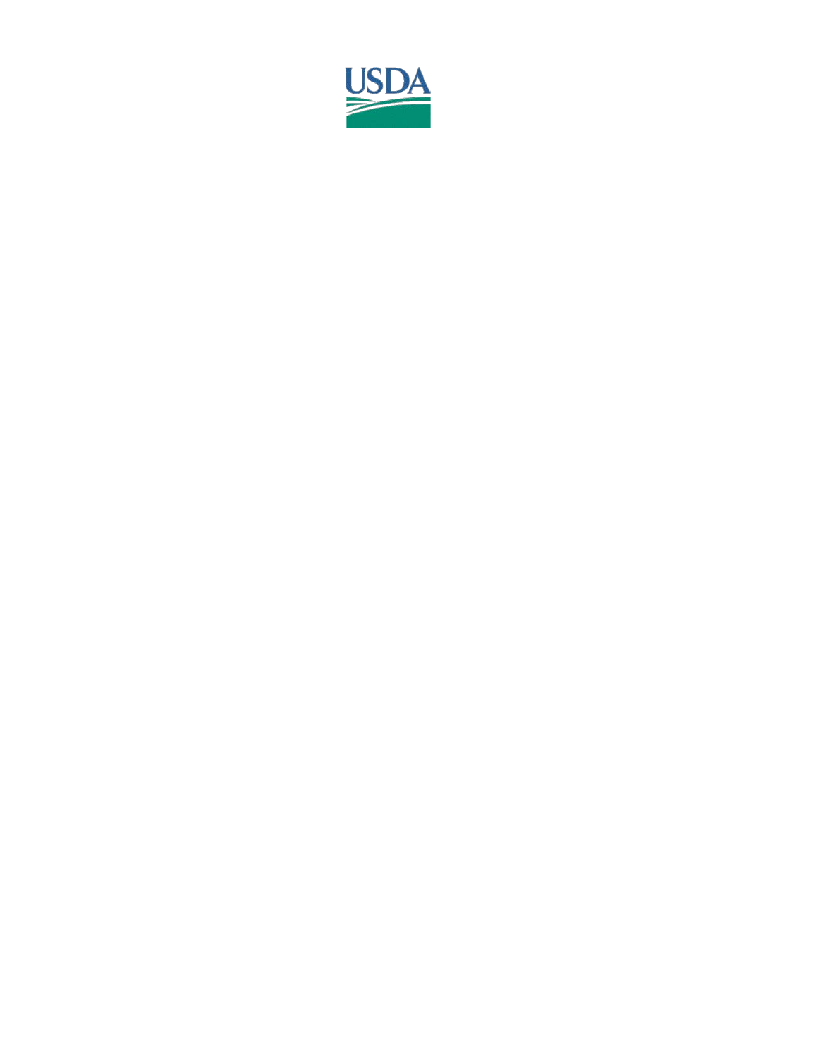USDA